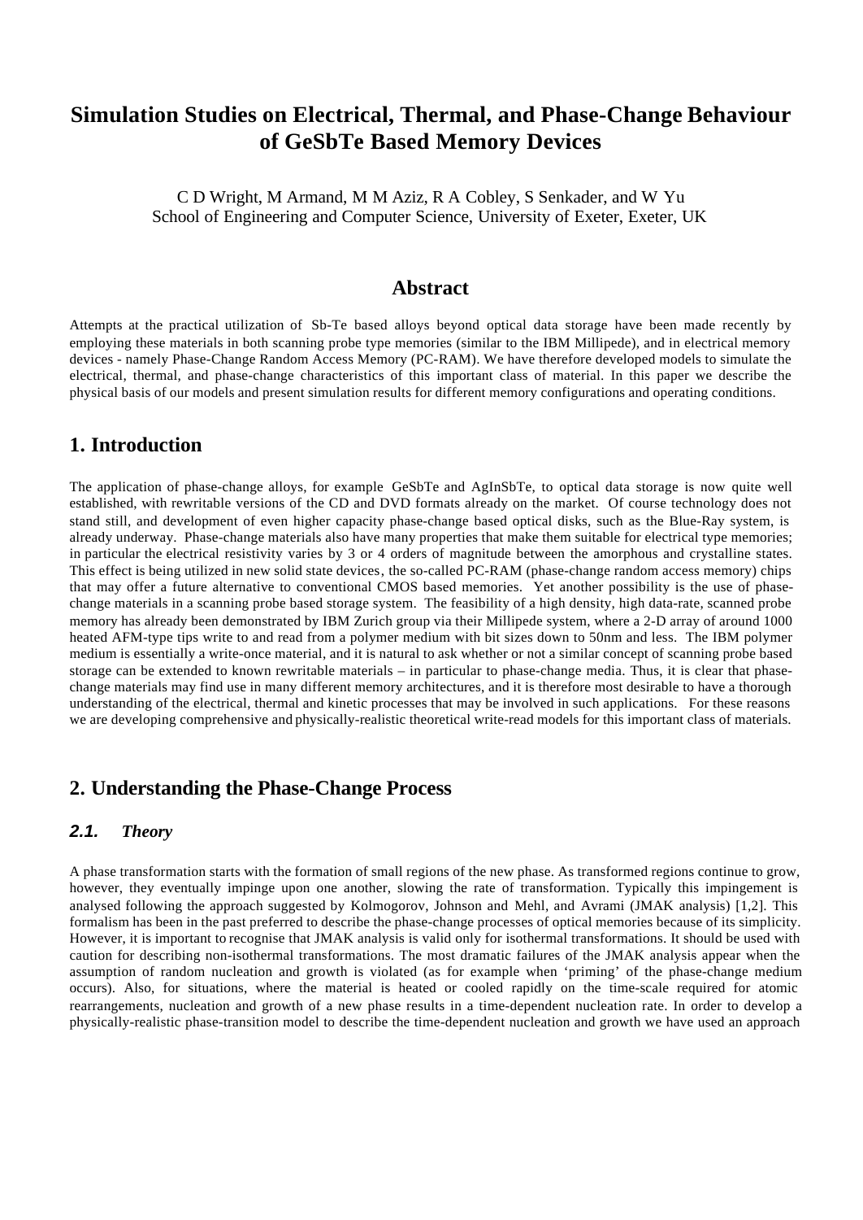# Simulation Studies on Electrical, Thermal, and Phase-Change Behaviour of GeSbTe Based Memory Devices

C D Wright, M Armand, M M Aziz, R A Cobley, S Senkader, and W Yu
School of Engineering and Computer Science, University of Exeter, Exeter, UK

## Abstract

Attempts at the practical utilization of Sb-Te based alloys beyond optical data storage have been made recently by employing these materials in both scanning probe type memories (similar to the IBM Millipede), and in electrical memory devices - namely Phase-Change Random Access Memory (PC-RAM). We have therefore developed models to simulate the electrical, thermal, and phase-change characteristics of this important class of material. In this paper we describe the physical basis of our models and present simulation results for different memory configurations and operating conditions.

## 1. Introduction

The application of phase-change alloys, for example GeSbTe and AgInSbTe, to optical data storage is now quite well established, with rewritable versions of the CD and DVD formats already on the market. Of course technology does not stand still, and development of even higher capacity phase-change based optical disks, such as the Blue-Ray system, is already underway. Phase-change materials also have many properties that make them suitable for electrical type memories; in particular the electrical resistivity varies by 3 or 4 orders of magnitude between the amorphous and crystalline states. This effect is being utilized in new solid state devices, the so-called PC-RAM (phase-change random access memory) chips that may offer a future alternative to conventional CMOS based memories. Yet another possibility is the use of phase-change materials in a scanning probe based storage system. The feasibility of a high density, high data-rate, scanned probe memory has already been demonstrated by IBM Zurich group via their Millipede system, where a 2-D array of around 1000 heated AFM-type tips write to and read from a polymer medium with bit sizes down to 50nm and less. The IBM polymer medium is essentially a write-once material, and it is natural to ask whether or not a similar concept of scanning probe based storage can be extended to known rewritable materials – in particular to phase-change media. Thus, it is clear that phase-change materials may find use in many different memory architectures, and it is therefore most desirable to have a thorough understanding of the electrical, thermal and kinetic processes that may be involved in such applications. For these reasons we are developing comprehensive and physically-realistic theoretical write-read models for this important class of materials.

## 2. Understanding the Phase-Change Process

### *2.1. Theory*

A phase transformation starts with the formation of small regions of the new phase. As transformed regions continue to grow, however, they eventually impinge upon one another, slowing the rate of transformation. Typically this impingement is analysed following the approach suggested by Kolmogorov, Johnson and Mehl, and Avrami (JMAK analysis) [1,2]. This formalism has been in the past preferred to describe the phase-change processes of optical memories because of its simplicity. However, it is important to recognise that JMAK analysis is valid only for isothermal transformations. It should be used with caution for describing non-isothermal transformations. The most dramatic failures of the JMAK analysis appear when the assumption of random nucleation and growth is violated (as for example when 'priming' of the phase-change medium occurs). Also, for situations, where the material is heated or cooled rapidly on the time-scale required for atomic rearrangements, nucleation and growth of a new phase results in a time-dependent nucleation rate. In order to develop a physically-realistic phase-transition model to describe the time-dependent nucleation and growth we have used an approach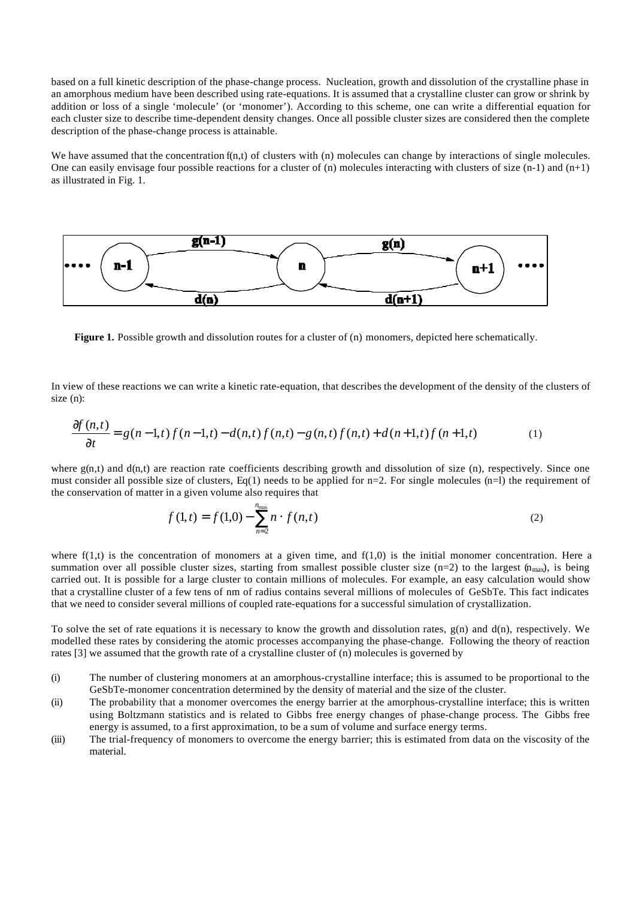based on a full kinetic description of the phase-change process. Nucleation, growth and dissolution of the crystalline phase in an amorphous medium have been described using rate-equations. It is assumed that a crystalline cluster can grow or shrink by addition or loss of a single 'molecule' (or 'monomer'). According to this scheme, one can write a differential equation for each cluster size to describe time-dependent density changes. Once all possible cluster sizes are considered then the complete description of the phase-change process is attainable.

We have assumed that the concentration $f(n,t)$ of clusters with (n) molecules can change by interactions of single molecules. One can easily envisage four possible reactions for a cluster of (n) molecules interacting with clusters of size (n-1) and (n+1) as illustrated in Fig. 1.

**Figure 1.** Possible growth and dissolution routes for a cluster of (n) monomers, depicted here schematically.

In view of these reactions we can write a kinetic rate-equation, that describes the development of the density of the clusters of size (n):

$$\frac{\partial f(n,t)}{\partial t} = g(n-1,t)\,f(n-1,t) - d(n,t)\,f(n,t) - g(n,t)\,f(n,t) + d(n+1,t)\,f(n+1,t) \qquad (1)$$

where $g(n,t)$ and $d(n,t)$ are reaction rate coefficients describing growth and dissolution of size (n), respectively. Since one must consider all possible size of clusters, Eq(1) needs to be applied for n=2. For single molecules (n=l) the requirement of the conservation of matter in a given volume also requires that

$$f(1,t) = f(1,0) - \sum_{n=2}^{n_{\max}} n \cdot f(n,t) \qquad (2)$$

where $f(1,t)$ is the concentration of monomers at a given time, and $f(1,0)$ is the initial monomer concentration. Here a summation over all possible cluster sizes, starting from smallest possible cluster size (n=2) to the largest ($n_{max}$), is being carried out. It is possible for a large cluster to contain millions of molecules. For example, an easy calculation would show that a crystalline cluster of a few tens of nm of radius contains several millions of molecules of GeSbTe. This fact indicates that we need to consider several millions of coupled rate-equations for a successful simulation of crystallization.

To solve the set of rate equations it is necessary to know the growth and dissolution rates, g(n) and d(n), respectively. We modelled these rates by considering the atomic processes accompanying the phase-change. Following the theory of reaction rates [3] we assumed that the growth rate of a crystalline cluster of (n) molecules is governed by

(i) The number of clustering monomers at an amorphous-crystalline interface; this is assumed to be proportional to the GeSbTe-monomer concentration determined by the density of material and the size of the cluster.

(ii) The probability that a monomer overcomes the energy barrier at the amorphous-crystalline interface; this is written using Boltzmann statistics and is related to Gibbs free energy changes of phase-change process. The Gibbs free energy is assumed, to a first approximation, to be a sum of volume and surface energy terms.

(iii) The trial-frequency of monomers to overcome the energy barrier; this is estimated from data on the viscosity of the material.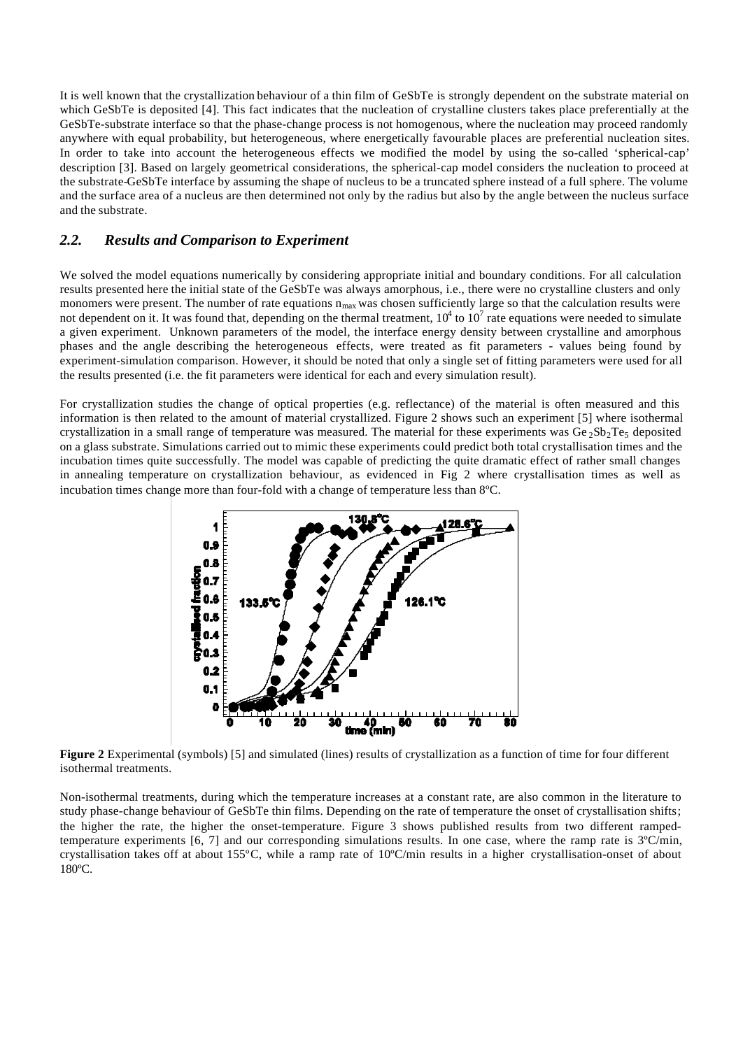It is well known that the crystallization behaviour of a thin film of GeSbTe is strongly dependent on the substrate material on which GeSbTe is deposited [4]. This fact indicates that the nucleation of crystalline clusters takes place preferentially at the GeSbTe-substrate interface so that the phase-change process is not homogenous, where the nucleation may proceed randomly anywhere with equal probability, but heterogeneous, where energetically favourable places are preferential nucleation sites. In order to take into account the heterogeneous effects we modified the model by using the so-called 'spherical-cap' description [3]. Based on largely geometrical considerations, the spherical-cap model considers the nucleation to proceed at the substrate-GeSbTe interface by assuming the shape of nucleus to be a truncated sphere instead of a full sphere. The volume and the surface area of a nucleus are then determined not only by the radius but also by the angle between the nucleus surface and the substrate.

## *2.2. Results and Comparison to Experiment*

We solved the model equations numerically by considering appropriate initial and boundary conditions. For all calculation results presented here the initial state of the GeSbTe was always amorphous, i.e., there were no crystalline clusters and only monomers were present. The number of rate equations $n_{max}$ was chosen sufficiently large so that the calculation results were not dependent on it. It was found that, depending on the thermal treatment, $10^4$ to $10^7$ rate equations were needed to simulate a given experiment. Unknown parameters of the model, the interface energy density between crystalline and amorphous phases and the angle describing the heterogeneous effects, were treated as fit parameters - values being found by experiment-simulation comparison. However, it should be noted that only a single set of fitting parameters were used for all the results presented (i.e. the fit parameters were identical for each and every simulation result).

For crystallization studies the change of optical properties (e.g. reflectance) of the material is often measured and this information is then related to the amount of material crystallized. Figure 2 shows such an experiment [5] where isothermal crystallization in a small range of temperature was measured. The material for these experiments was $Ge_2Sb_2Te_5$ deposited on a glass substrate. Simulations carried out to mimic these experiments could predict both total crystallisation times and the incubation times quite successfully. The model was capable of predicting the quite dramatic effect of rather small changes in annealing temperature on crystallization behaviour, as evidenced in Fig 2 where crystallisation times as well as incubation times change more than four-fold with a change of temperature less than 8ºC.

**Figure 2** Experimental (symbols) [5] and simulated (lines) results of crystallization as a function of time for four different isothermal treatments.

Non-isothermal treatments, during which the temperature increases at a constant rate, are also common in the literature to study phase-change behaviour of GeSbTe thin films. Depending on the rate of temperature the onset of crystallisation shifts; the higher the rate, the higher the onset-temperature. Figure 3 shows published results from two different ramped-temperature experiments [6, 7] and our corresponding simulations results. In one case, where the ramp rate is 3ºC/min, crystallisation takes off at about 155ºC, while a ramp rate of 10ºC/min results in a higher crystallisation-onset of about 180ºC.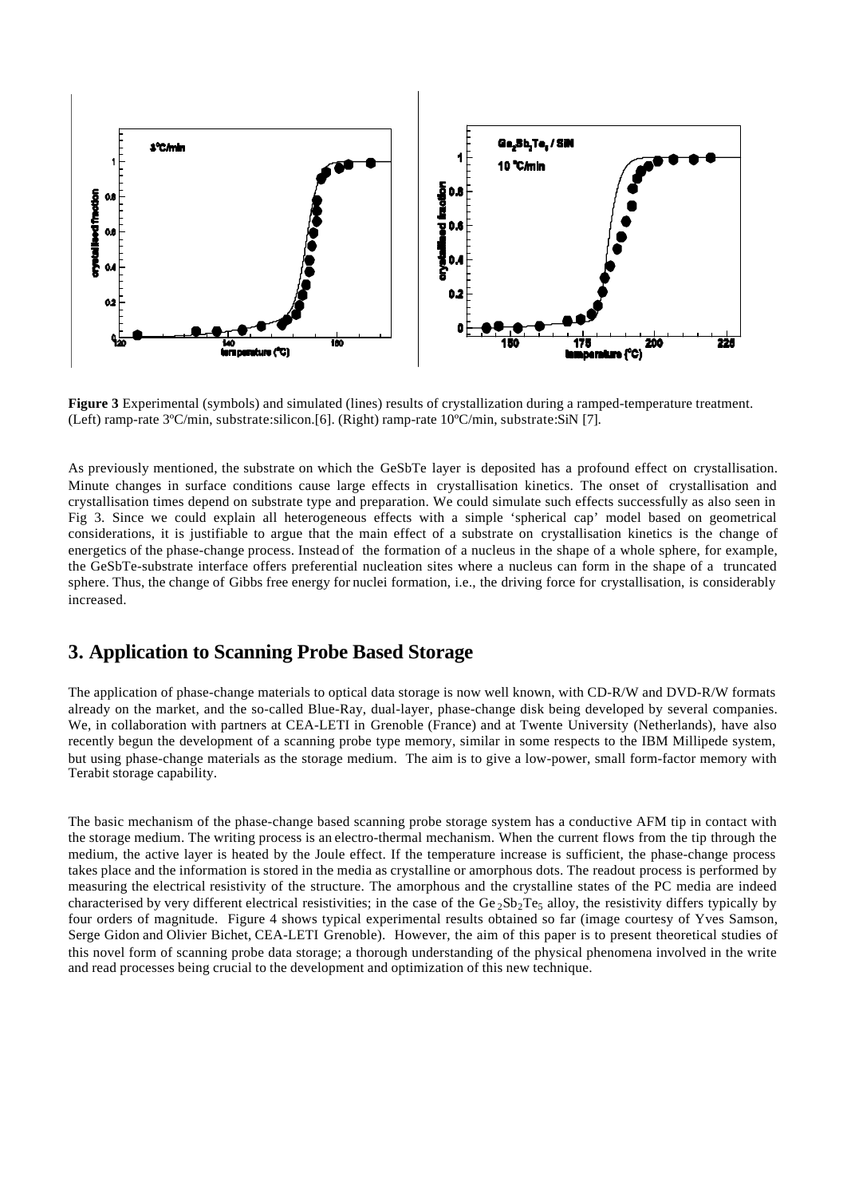**Figure 3** Experimental (symbols) and simulated (lines) results of crystallization during a ramped-temperature treatment. (Left) ramp-rate 3ºC/min, substrate:silicon.[6]. (Right) ramp-rate 10ºC/min, substrate:SiN [7].

As previously mentioned, the substrate on which the GeSbTe layer is deposited has a profound effect on crystallisation. Minute changes in surface conditions cause large effects in crystallisation kinetics. The onset of crystallisation and crystallisation times depend on substrate type and preparation. We could simulate such effects successfully as also seen in Fig 3. Since we could explain all heterogeneous effects with a simple 'spherical cap' model based on geometrical considerations, it is justifiable to argue that the main effect of a substrate on crystallisation kinetics is the change of energetics of the phase-change process. Instead of the formation of a nucleus in the shape of a whole sphere, for example, the GeSbTe-substrate interface offers preferential nucleation sites where a nucleus can form in the shape of a truncated sphere. Thus, the change of Gibbs free energy for nuclei formation, i.e., the driving force for crystallisation, is considerably increased.

## 3. Application to Scanning Probe Based Storage

The application of phase-change materials to optical data storage is now well known, with CD-R/W and DVD-R/W formats already on the market, and the so-called Blue-Ray, dual-layer, phase-change disk being developed by several companies. We, in collaboration with partners at CEA-LETI in Grenoble (France) and at Twente University (Netherlands), have also recently begun the development of a scanning probe type memory, similar in some respects to the IBM Millipede system, but using phase-change materials as the storage medium. The aim is to give a low-power, small form-factor memory with Terabit storage capability.

The basic mechanism of the phase-change based scanning probe storage system has a conductive AFM tip in contact with the storage medium. The writing process is an electro-thermal mechanism. When the current flows from the tip through the medium, the active layer is heated by the Joule effect. If the temperature increase is sufficient, the phase-change process takes place and the information is stored in the media as crystalline or amorphous dots. The readout process is performed by measuring the electrical resistivity of the structure. The amorphous and the crystalline states of the PC media are indeed characterised by very different electrical resistivities; in the case of the $Ge_2Sb_2Te_5$ alloy, the resistivity differs typically by four orders of magnitude. Figure 4 shows typical experimental results obtained so far (image courtesy of Yves Samson, Serge Gidon and Olivier Bichet, CEA-LETI Grenoble). However, the aim of this paper is to present theoretical studies of this novel form of scanning probe data storage; a thorough understanding of the physical phenomena involved in the write and read processes being crucial to the development and optimization of this new technique.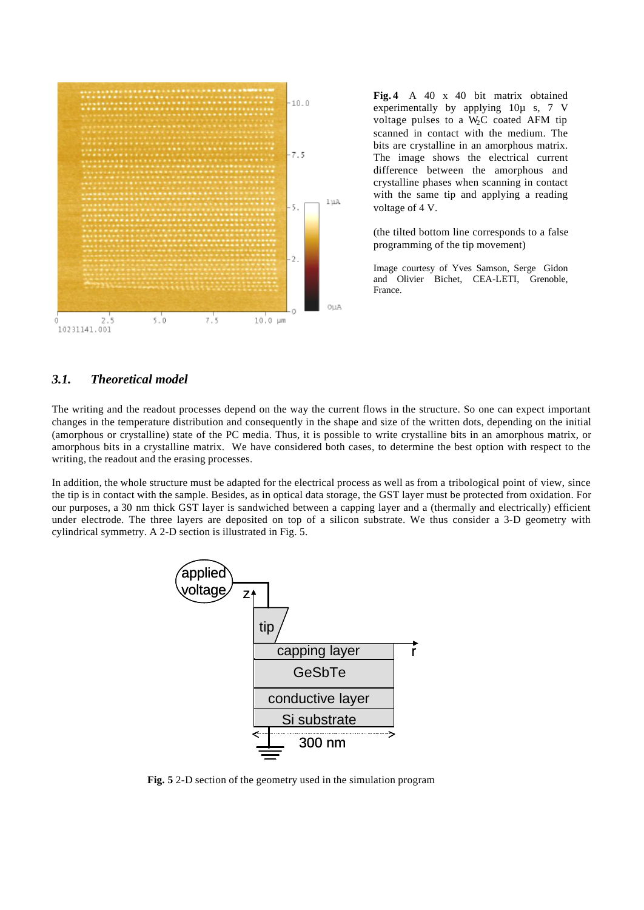**Fig. 4** A 40 x 40 bit matrix obtained experimentally by applying 10µ s, 7 V voltage pulses to a $W_2C$ coated AFM tip scanned in contact with the medium. The bits are crystalline in an amorphous matrix. The image shows the electrical current difference between the amorphous and crystalline phases when scanning in contact with the same tip and applying a reading voltage of 4 V.

(the tilted bottom line corresponds to a false programming of the tip movement)

Image courtesy of Yves Samson, Serge Gidon and Olivier Bichet, CEA-LETI, Grenoble, France.

### *3.1. Theoretical model*

The writing and the readout processes depend on the way the current flows in the structure. So one can expect important changes in the temperature distribution and consequently in the shape and size of the written dots, depending on the initial (amorphous or crystalline) state of the PC media. Thus, it is possible to write crystalline bits in an amorphous matrix, or amorphous bits in a crystalline matrix. We have considered both cases, to determine the best option with respect to the writing, the readout and the erasing processes.

In addition, the whole structure must be adapted for the electrical process as well as from a tribological point of view, since the tip is in contact with the sample. Besides, as in optical data storage, the GST layer must be protected from oxidation. For our purposes, a 30 nm thick GST layer is sandwiched between a capping layer and a (thermally and electrically) efficient under electrode. The three layers are deposited on top of a silicon substrate. We thus consider a 3-D geometry with cylindrical symmetry. A 2-D section is illustrated in Fig. 5.

**Fig. 5** 2-D section of the geometry used in the simulation program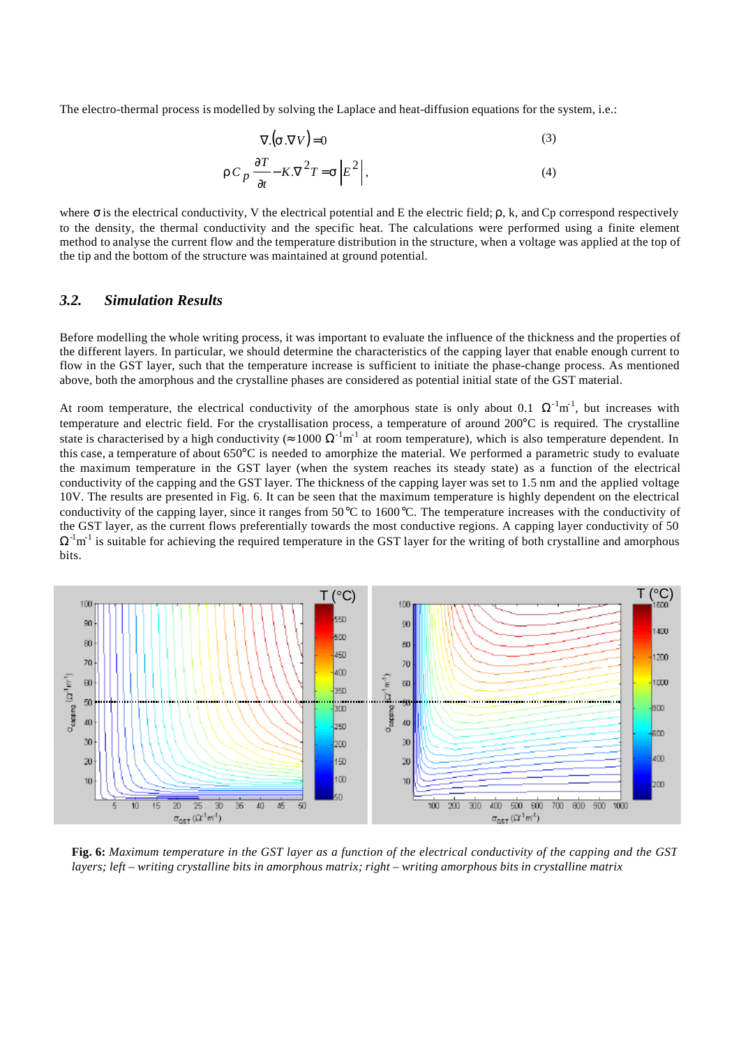The electro-thermal process is modelled by solving the Laplace and heat-diffusion equations for the system, i.e.:

$$\nabla.(\sigma.\nabla V) = 0 \tag{3}$$

$$\rho C_p \frac{\partial T}{\partial t} - K.\nabla^2 T = \sigma \left| E^2 \right|, \tag{4}$$

where $\sigma$ is the electrical conductivity, V the electrical potential and E the electric field; $\rho$, k, and Cp correspond respectively to the density, the thermal conductivity and the specific heat. The calculations were performed using a finite element method to analyse the current flow and the temperature distribution in the structure, when a voltage was applied at the top of the tip and the bottom of the structure was maintained at ground potential.

### *3.2. Simulation Results*

Before modelling the whole writing process, it was important to evaluate the influence of the thickness and the properties of the different layers. In particular, we should determine the characteristics of the capping layer that enable enough current to flow in the GST layer, such that the temperature increase is sufficient to initiate the phase-change process. As mentioned above, both the amorphous and the crystalline phases are considered as potential initial state of the GST material.

At room temperature, the electrical conductivity of the amorphous state is only about 0.1 $\Omega^{-1}m^{-1}$, but increases with temperature and electric field. For the crystallisation process, a temperature of around 200°C is required. The crystalline state is characterised by a high conductivity (≈1000 $\Omega^{-1}m^{-1}$ at room temperature), which is also temperature dependent. In this case, a temperature of about 650°C is needed to amorphize the material. We performed a parametric study to evaluate the maximum temperature in the GST layer (when the system reaches its steady state) as a function of the electrical conductivity of the capping and the GST layer. The thickness of the capping layer was set to 1.5 nm and the applied voltage 10V. The results are presented in Fig. 6. It can be seen that the maximum temperature is highly dependent on the electrical conductivity of the capping layer, since it ranges from 50°C to 1600°C. The temperature increases with the conductivity of the GST layer, as the current flows preferentially towards the most conductive regions. A capping layer conductivity of 50 $\Omega^{-1}m^{-1}$ is suitable for achieving the required temperature in the GST layer for the writing of both crystalline and amorphous bits.

**Fig. 6:** *Maximum temperature in the GST layer as a function of the electrical conductivity of the capping and the GST layers; left – writing crystalline bits in amorphous matrix; right – writing amorphous bits in crystalline matrix*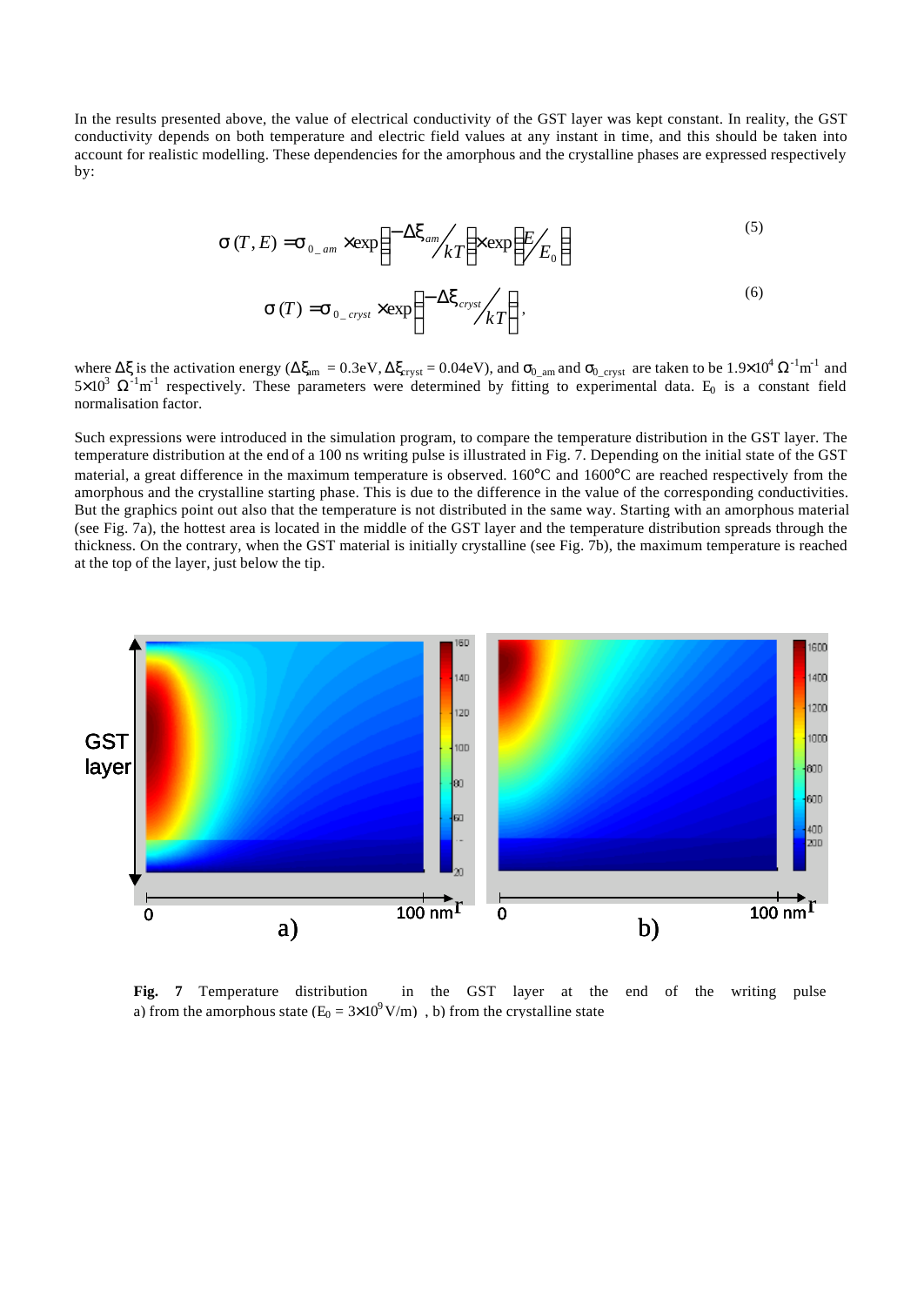In the results presented above, the value of electrical conductivity of the GST layer was kept constant. In reality, the GST conductivity depends on both temperature and electric field values at any instant in time, and this should be taken into account for realistic modelling. These dependencies for the amorphous and the crystalline phases are expressed respectively by:

$$\sigma(T,E) = \sigma_{0\_am} \times \exp\left(-\Delta\xi_{am}/kT\right) \times \exp\left(E/E_0\right) \tag{5}$$

$$\sigma(T) = \sigma_{0\_cryst} \times \exp\left(-\Delta\xi_{cryst}/kT\right), \tag{6}$$

where $\Delta\xi$ is the activation energy ($\Delta\xi_{am} = 0.3$eV, $\Delta\xi_{cryst} = 0.04$eV), and $\sigma_{0\_am}$ and $\sigma_{0\_cryst}$ are taken to be $1.9\times10^{4}\ \Omega^{-1}\text{m}^{-1}$ and $5\times10^{3}\ \Omega^{-1}\text{m}^{-1}$ respectively. These parameters were determined by fitting to experimental data. $E_0$ is a constant field normalisation factor.

Such expressions were introduced in the simulation program, to compare the temperature distribution in the GST layer. The temperature distribution at the end of a 100 ns writing pulse is illustrated in Fig. 7. Depending on the initial state of the GST material, a great difference in the maximum temperature is observed. 160°C and 1600°C are reached respectively from the amorphous and the crystalline starting phase. This is due to the difference in the value of the corresponding conductivities. But the graphics point out also that the temperature is not distributed in the same way. Starting with an amorphous material (see Fig. 7a), the hottest area is located in the middle of the GST layer and the temperature distribution spreads through the thickness. On the contrary, when the GST material is initially crystalline (see Fig. 7b), the maximum temperature is reached at the top of the layer, just below the tip.

**Fig. 7** Temperature distribution in the GST layer at the end of the writing pulse a) from the amorphous state ($E_0 = 3\times10^{9}$ V/m), b) from the crystalline state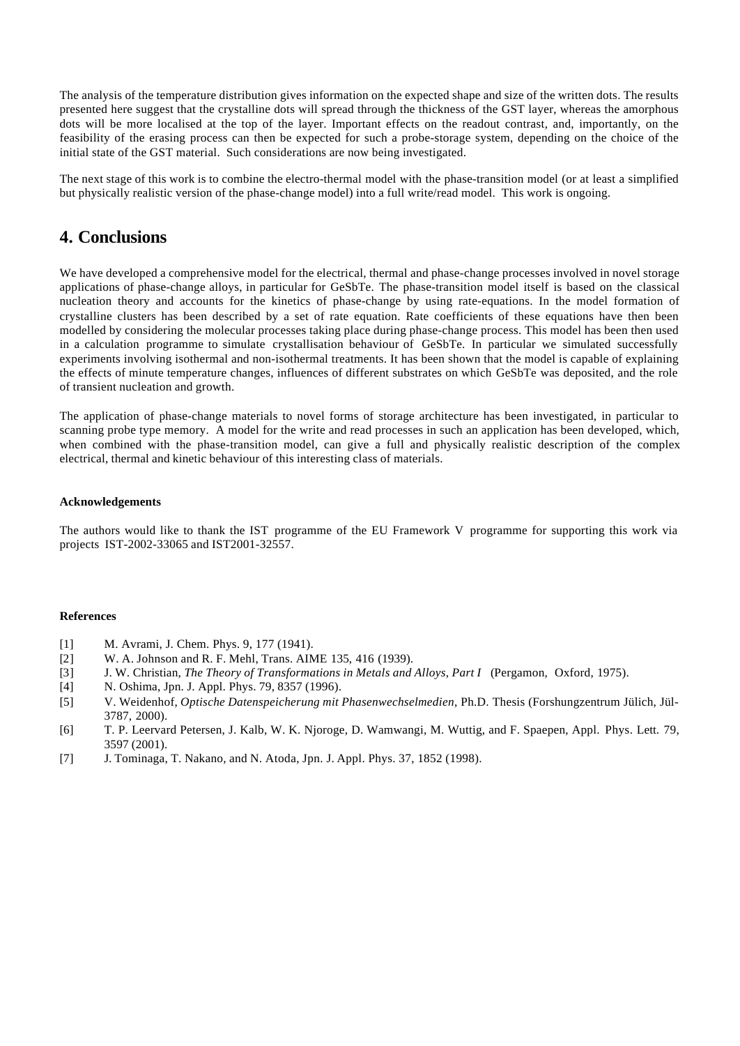The analysis of the temperature distribution gives information on the expected shape and size of the written dots. The results presented here suggest that the crystalline dots will spread through the thickness of the GST layer, whereas the amorphous dots will be more localised at the top of the layer. Important effects on the readout contrast, and, importantly, on the feasibility of the erasing process can then be expected for such a probe-storage system, depending on the choice of the initial state of the GST material. Such considerations are now being investigated.

The next stage of this work is to combine the electro-thermal model with the phase-transition model (or at least a simplified but physically realistic version of the phase-change model) into a full write/read model. This work is ongoing.

## 4. Conclusions

We have developed a comprehensive model for the electrical, thermal and phase-change processes involved in novel storage applications of phase-change alloys, in particular for GeSbTe. The phase-transition model itself is based on the classical nucleation theory and accounts for the kinetics of phase-change by using rate-equations. In the model formation of crystalline clusters has been described by a set of rate equation. Rate coefficients of these equations have then been modelled by considering the molecular processes taking place during phase-change process. This model has been then used in a calculation programme to simulate crystallisation behaviour of GeSbTe. In particular we simulated successfully experiments involving isothermal and non-isothermal treatments. It has been shown that the model is capable of explaining the effects of minute temperature changes, influences of different substrates on which GeSbTe was deposited, and the role of transient nucleation and growth.

The application of phase-change materials to novel forms of storage architecture has been investigated, in particular to scanning probe type memory. A model for the write and read processes in such an application has been developed, which, when combined with the phase-transition model, can give a full and physically realistic description of the complex electrical, thermal and kinetic behaviour of this interesting class of materials.

#### Acknowledgements

The authors would like to thank the IST programme of the EU Framework V programme for supporting this work via projects IST-2002-33065 and IST2001-32557.

#### References

[1] M. Avrami, J. Chem. Phys. 9, 177 (1941).

[2] W. A. Johnson and R. F. Mehl, Trans. AIME 135, 416 (1939).

[3] J. W. Christian, *The Theory of Transformations in Metals and Alloys, Part I* (Pergamon, Oxford, 1975).

[4] N. Oshima, Jpn. J. Appl. Phys. 79, 8357 (1996).

[5] V. Weidenhof, *Optische Datenspeicherung mit Phasenwechselmedien*, Ph.D. Thesis (Forshungzentrum Jülich, Jül-3787, 2000).

[6] T. P. Leervard Petersen, J. Kalb, W. K. Njoroge, D. Wamwangi, M. Wuttig, and F. Spaepen, Appl. Phys. Lett. 79, 3597 (2001).

[7] J. Tominaga, T. Nakano, and N. Atoda, Jpn. J. Appl. Phys. 37, 1852 (1998).